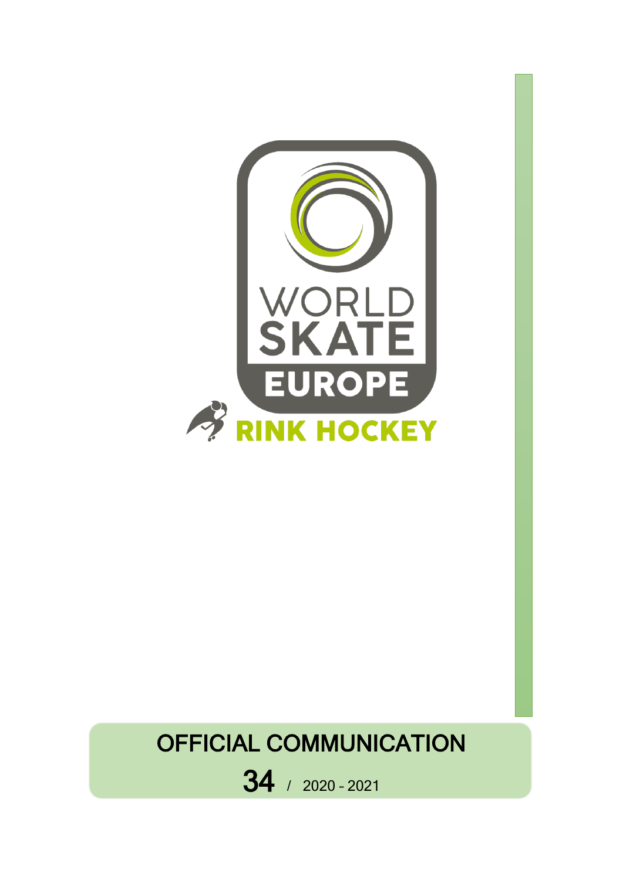WORLD SKATE EUROPE

RINK HOCKEY

# OFFICIAL COMMUNICATION

**34** / 2020 - 2021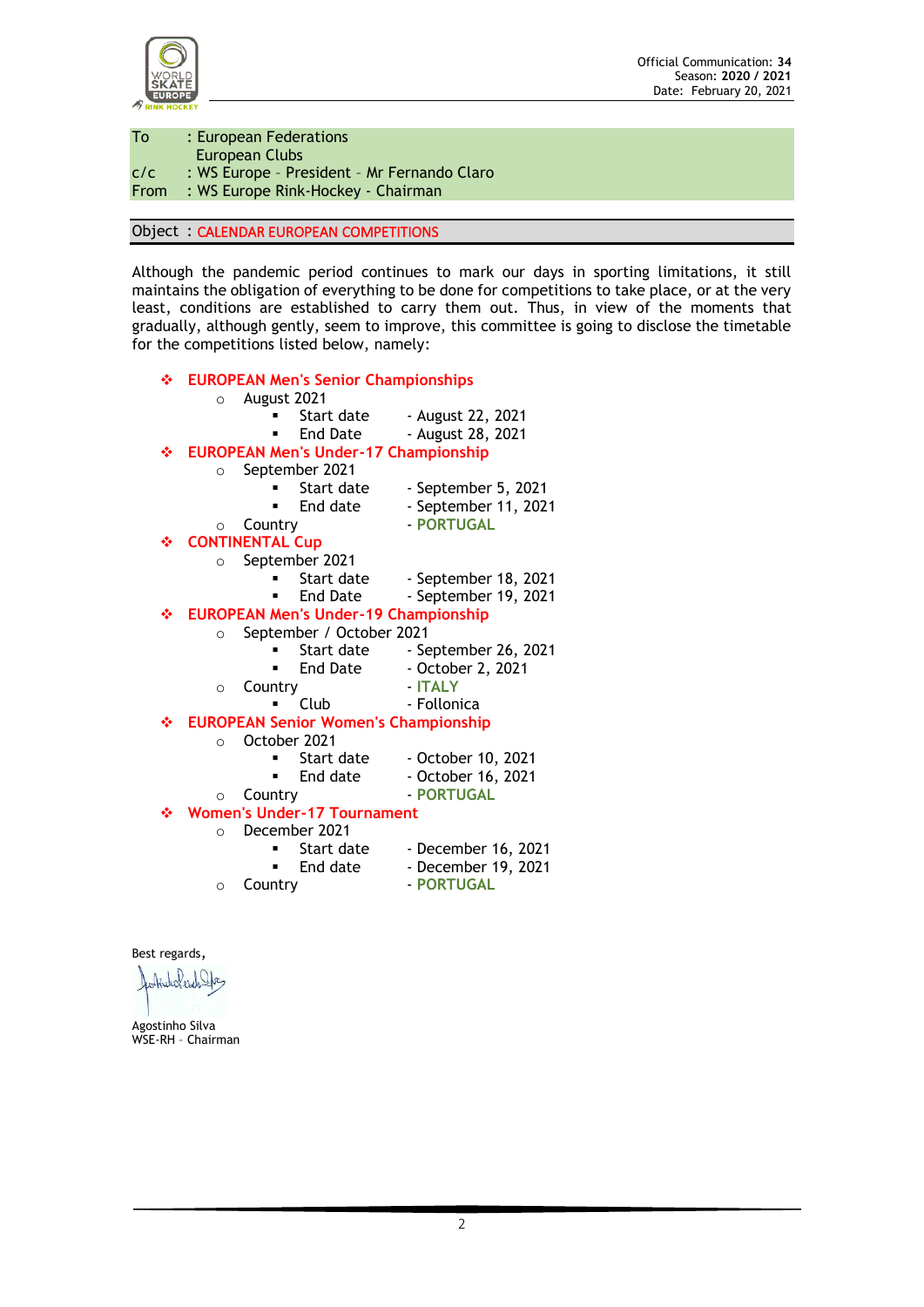Official Communication: **34**
Season: **2020 / 2021**
Date: February 20, 2021

To : European Federations
European Clubs
c/c : WS Europe – President – Mr Fernando Claro
From : WS Europe Rink-Hockey - Chairman

Object : CALENDAR EUROPEAN COMPETITIONS

Although the pandemic period continues to mark our days in sporting limitations, it still maintains the obligation of everything to be done for competitions to take place, or at the very least, conditions are established to carry them out. Thus, in view of the moments that gradually, although gently, seem to improve, this committee is going to disclose the timetable for the competitions listed below, namely:

- **EUROPEAN Men's Senior Championships**
  - August 2021
    - Start date - August 22, 2021
    - End Date - August 28, 2021
- **EUROPEAN Men's Under-17 Championship**
  - September 2021
    - Start date - September 5, 2021
    - End date - September 11, 2021
  - Country - **PORTUGAL**
- **CONTINENTAL Cup**
  - September 2021
    - Start date - September 18, 2021
    - End Date - September 19, 2021
- **EUROPEAN Men's Under-19 Championship**
  - September / October 2021
    - Start date - September 26, 2021
    - End Date - October 2, 2021
  - Country - **ITALY**
    - Club - Follonica
- **EUROPEAN Senior Women's Championship**
  - October 2021
    - Start date - October 10, 2021
    - End date - October 16, 2021
  - Country - **PORTUGAL**
- **Women's Under-17 Tournament**
  - December 2021
    - Start date - December 16, 2021
    - End date - December 19, 2021
  - Country - **PORTUGAL**

Best regards,

Agostinho Silva
WSE-RH – Chairman